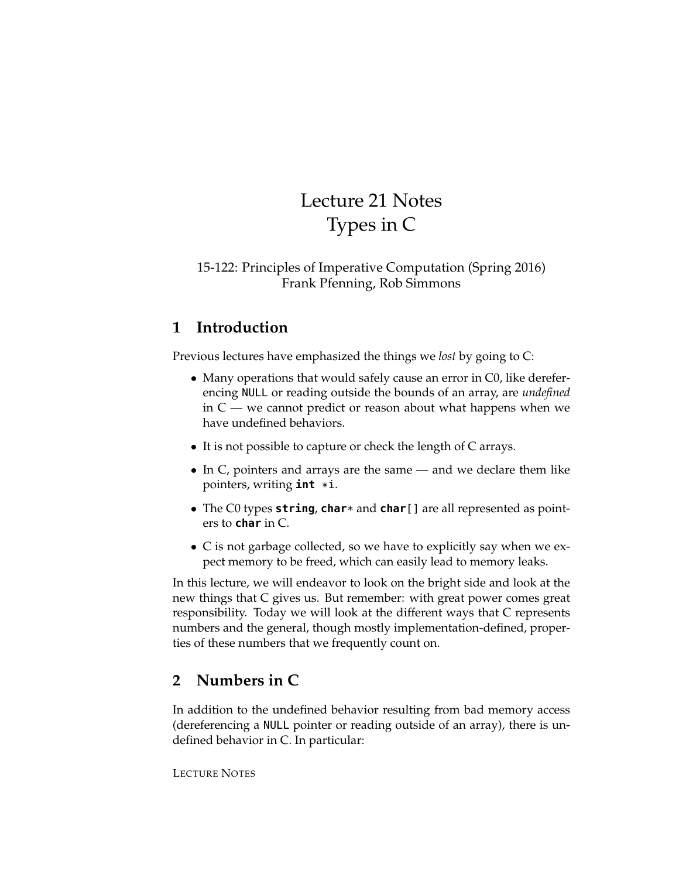# Lecture 21 Notes
# Types in C

15-122: Principles of Imperative Computation (Spring 2016)
Frank Pfenning, Rob Simmons

## 1 Introduction

Previous lectures have emphasized the things we *lost* by going to C:

- Many operations that would safely cause an error in C0, like dereferencing `NULL` or reading outside the bounds of an array, are *undefined* in C — we cannot predict or reason about what happens when we have undefined behaviors.
- It is not possible to capture or check the length of C arrays.
- In C, pointers and arrays are the same — and we declare them like pointers, writing `int *i`.
- The C0 types `string`, `char*` and `char[]` are all represented as pointers to `char` in C.
- C is not garbage collected, so we have to explicitly say when we expect memory to be freed, which can easily lead to memory leaks.

In this lecture, we will endeavor to look on the bright side and look at the new things that C gives us. But remember: with great power comes great responsibility. Today we will look at the different ways that C represents numbers and the general, though mostly implementation-defined, properties of these numbers that we frequently count on.

## 2 Numbers in C

In addition to the undefined behavior resulting from bad memory access (dereferencing a `NULL` pointer or reading outside of an array), there is undefined behavior in C. In particular: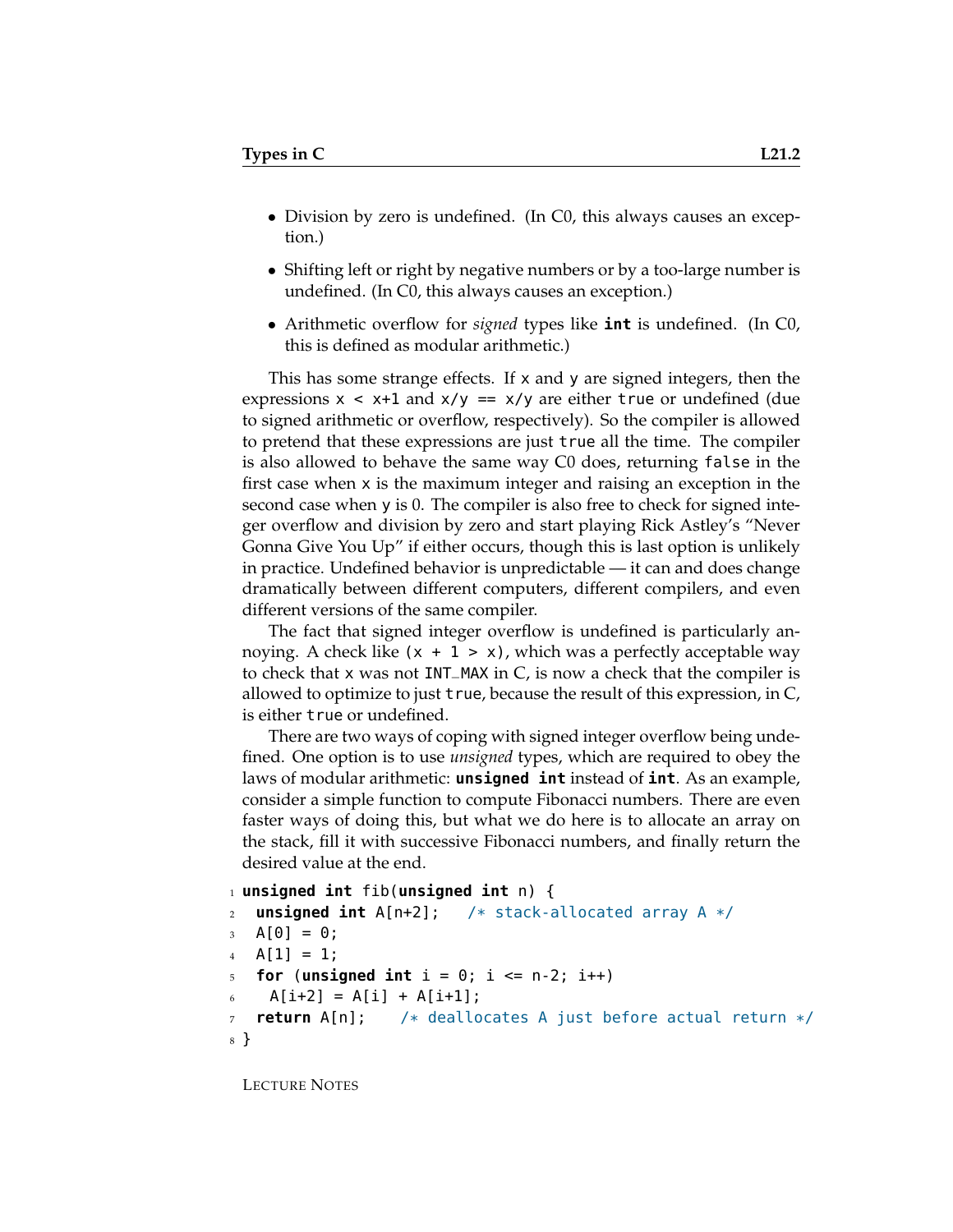- Division by zero is undefined. (In C0, this always causes an exception.)
- Shifting left or right by negative numbers or by a too-large number is undefined. (In C0, this always causes an exception.)
- Arithmetic overflow for *signed* types like **int** is undefined. (In C0, this is defined as modular arithmetic.)

This has some strange effects. If `x` and `y` are signed integers, then the expressions `x < x+1` and `x/y == x/y` are either `true` or undefined (due to signed arithmetic or overflow, respectively). So the compiler is allowed to pretend that these expressions are just `true` all the time. The compiler is also allowed to behave the same way C0 does, returning `false` in the first case when `x` is the maximum integer and raising an exception in the second case when `y` is 0. The compiler is also free to check for signed integer overflow and division by zero and start playing Rick Astley's "Never Gonna Give You Up" if either occurs, though this is last option is unlikely in practice. Undefined behavior is unpredictable — it can and does change dramatically between different computers, different compilers, and even different versions of the same compiler.

The fact that signed integer overflow is undefined is particularly annoying. A check like `(x + 1 > x)`, which was a perfectly acceptable way to check that `x` was not `INT_MAX` in C, is now a check that the compiler is allowed to optimize to just `true`, because the result of this expression, in C, is either `true` or undefined.

There are two ways of coping with signed integer overflow being undefined. One option is to use *unsigned* types, which are required to obey the laws of modular arithmetic: **unsigned int** instead of **int**. As an example, consider a simple function to compute Fibonacci numbers. There are even faster ways of doing this, but what we do here is to allocate an array on the stack, fill it with successive Fibonacci numbers, and finally return the desired value at the end.

```
unsigned int fib(unsigned int n) {
  unsigned int A[n+2];   /* stack-allocated array A */
  A[0] = 0;
  A[1] = 1;
  for (unsigned int i = 0; i <= n-2; i++)
    A[i+2] = A[i] + A[i+1];
  return A[n];    /* deallocates A just before actual return */
}
```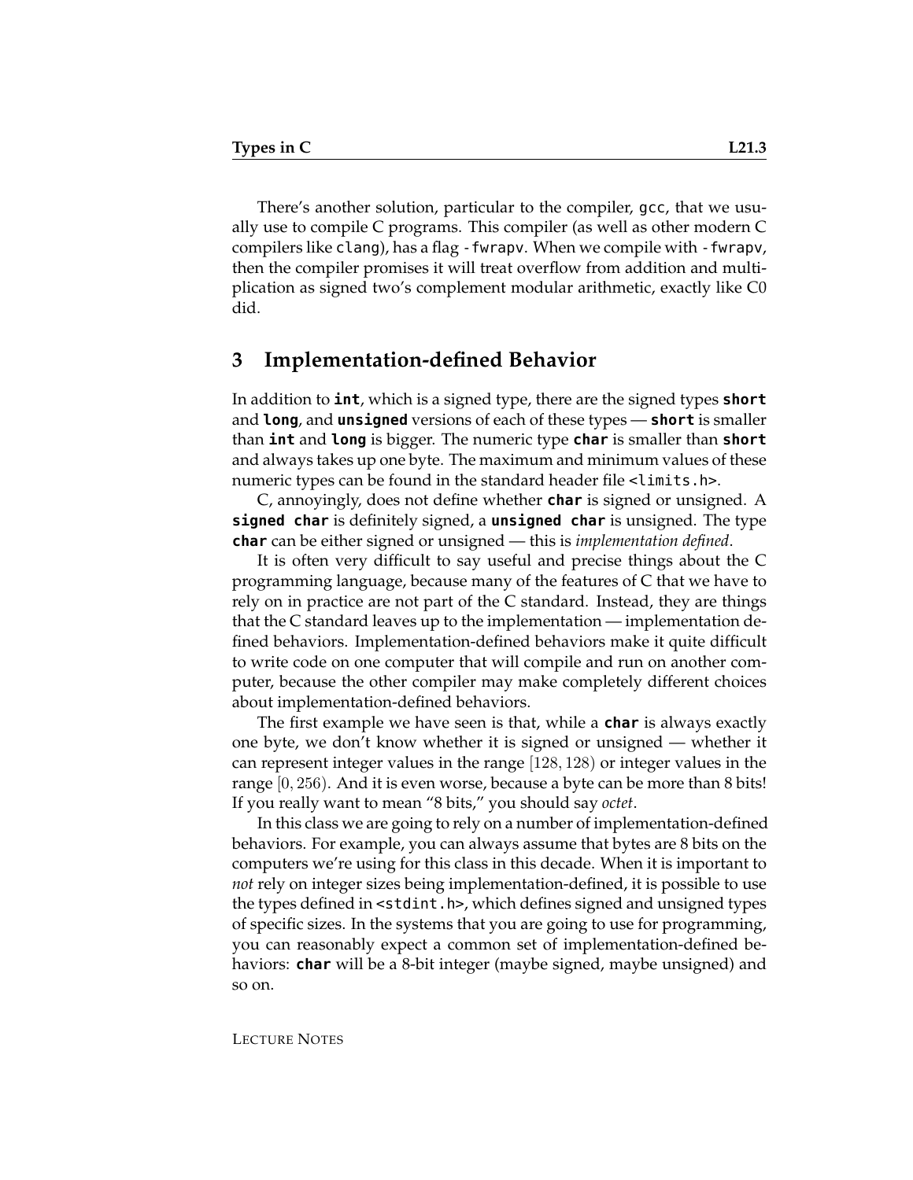There's another solution, particular to the compiler, `gcc`, that we usually use to compile C programs. This compiler (as well as other modern C compilers like `clang`), has a flag `-fwrapv`. When we compile with `-fwrapv`, then the compiler promises it will treat overflow from addition and multiplication as signed two's complement modular arithmetic, exactly like C0 did.

## 3 Implementation-defined Behavior

In addition to **`int`**, which is a signed type, there are the signed types **`short`** and **`long`**, and **`unsigned`** versions of each of these types — **`short`** is smaller than **`int`** and **`long`** is bigger. The numeric type **`char`** is smaller than **`short`** and always takes up one byte. The maximum and minimum values of these numeric types can be found in the standard header file `<limits.h>`.

C, annoyingly, does not define whether **`char`** is signed or unsigned. A **`signed char`** is definitely signed, a **`unsigned char`** is unsigned. The type **`char`** can be either signed or unsigned — this is *implementation defined*.

It is often very difficult to say useful and precise things about the C programming language, because many of the features of C that we have to rely on in practice are not part of the C standard. Instead, they are things that the C standard leaves up to the implementation — implementation defined behaviors. Implementation-defined behaviors make it quite difficult to write code on one computer that will compile and run on another computer, because the other compiler may make completely different choices about implementation-defined behaviors.

The first example we have seen is that, while a **`char`** is always exactly one byte, we don't know whether it is signed or unsigned — whether it can represent integer values in the range $[128, 128)$ or integer values in the range $[0, 256)$. And it is even worse, because a byte can be more than 8 bits! If you really want to mean "8 bits," you should say *octet*.

In this class we are going to rely on a number of implementation-defined behaviors. For example, you can always assume that bytes are 8 bits on the computers we're using for this class in this decade. When it is important to *not* rely on integer sizes being implementation-defined, it is possible to use the types defined in `<stdint.h>`, which defines signed and unsigned types of specific sizes. In the systems that you are going to use for programming, you can reasonably expect a common set of implementation-defined behaviors: **`char`** will be a 8-bit integer (maybe signed, maybe unsigned) and so on.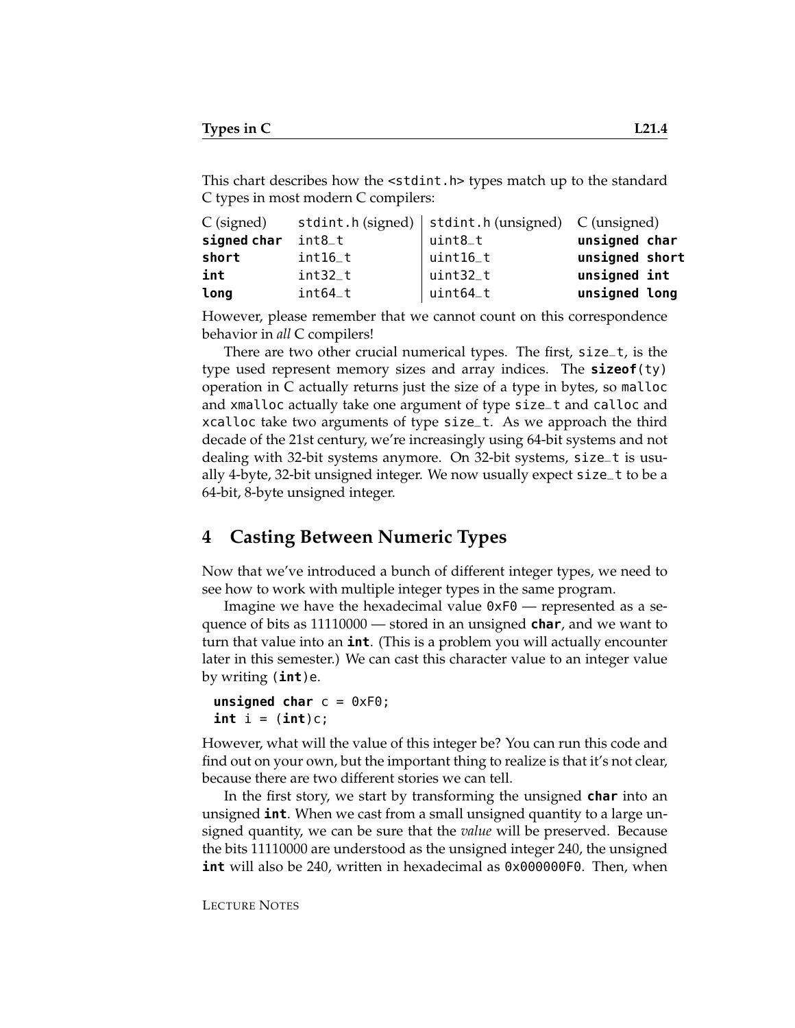This chart describes how the `<stdint.h>` types match up to the standard C types in most modern C compilers:

| C (signed) | `stdint.h` (signed) | `stdint.h` (unsigned) | C (unsigned) |
|---|---|---|---|
| **`signed char`** | `int8_t` | `uint8_t` | **`unsigned char`** |
| **`short`** | `int16_t` | `uint16_t` | **`unsigned short`** |
| **`int`** | `int32_t` | `uint32_t` | **`unsigned int`** |
| **`long`** | `int64_t` | `uint64_t` | **`unsigned long`** |

However, please remember that we cannot count on this correspondence behavior in *all* C compilers!

There are two other crucial numerical types. The first, `size_t`, is the type used represent memory sizes and array indices. The **`sizeof`**`(ty)` operation in C actually returns just the size of a type in bytes, so `malloc` and `xmalloc` actually take one argument of type `size_t` and `calloc` and `xcalloc` take two arguments of type `size_t`. As we approach the third decade of the 21st century, we're increasingly using 64-bit systems and not dealing with 32-bit systems anymore. On 32-bit systems, `size_t` is usually 4-byte, 32-bit unsigned integer. We now usually expect `size_t` to be a 64-bit, 8-byte unsigned integer.

## 4 Casting Between Numeric Types

Now that we've introduced a bunch of different integer types, we need to see how to work with multiple integer types in the same program.

Imagine we have the hexadecimal value `0xF0` — represented as a sequence of bits as 11110000 — stored in an unsigned **`char`**, and we want to turn that value into an **`int`**. (This is a problem you will actually encounter later in this semester.) We can cast this character value to an integer value by writing `(`**`int`**`)e`.

```
unsigned char c = 0xF0;
int i = (int)c;
```

However, what will the value of this integer be? You can run this code and find out on your own, but the important thing to realize is that it's not clear, because there are two different stories we can tell.

In the first story, we start by transforming the unsigned **`char`** into an unsigned **`int`**. When we cast from a small unsigned quantity to a large unsigned quantity, we can be sure that the *value* will be preserved. Because the bits 11110000 are understood as the unsigned integer 240, the unsigned **`int`** will also be 240, written in hexadecimal as `0x000000F0`. Then, when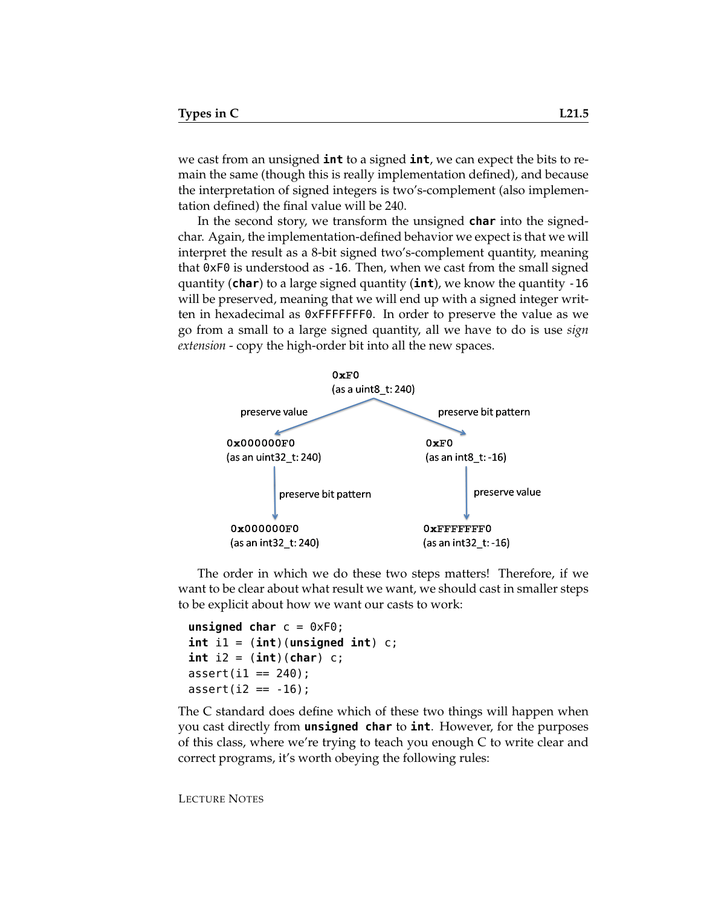we cast from an unsigned **int** to a signed **int**, we can expect the bits to remain the same (though this is really implementation defined), and because the interpretation of signed integers is two's-complement (also implementation defined) the final value will be 240.

In the second story, we transform the unsigned **char** into the signed-char. Again, the implementation-defined behavior we expect is that we will interpret the result as a 8-bit signed two's-complement quantity, meaning that `0xF0` is understood as `-16`. Then, when we cast from the small signed quantity (**char**) to a large signed quantity (**int**), we know the quantity `-16` will be preserved, meaning that we will end up with a signed integer written in hexadecimal as `0xFFFFFFF0`. In order to preserve the value as we go from a small to a large signed quantity, all we have to do is use *sign extension* - copy the high-order bit into all the new spaces.

```
                        0xF0
                 (as a uint8_t: 240)
        preserve value /        \ preserve bit pattern
                      v          v
          0x000000F0                 0xF0
    (as an uint32_t: 240)      (as an int8_t: -16)
            |                          |
            | preserve bit pattern     | preserve value
            v                          v
          0x000000F0                 0xFFFFFFF0
    (as an int32_t: 240)       (as an int32_t: -16)
```

The order in which we do these two steps matters! Therefore, if we want to be clear about what result we want, we should cast in smaller steps to be explicit about how we want our casts to work:

```
unsigned char c = 0xF0;
int i1 = (int)(unsigned int) c;
int i2 = (int)(char) c;
assert(i1 == 240);
assert(i2 == -16);
```

The C standard does define which of these two things will happen when you cast directly from **unsigned char** to **int**. However, for the purposes of this class, where we're trying to teach you enough C to write clear and correct programs, it's worth obeying the following rules: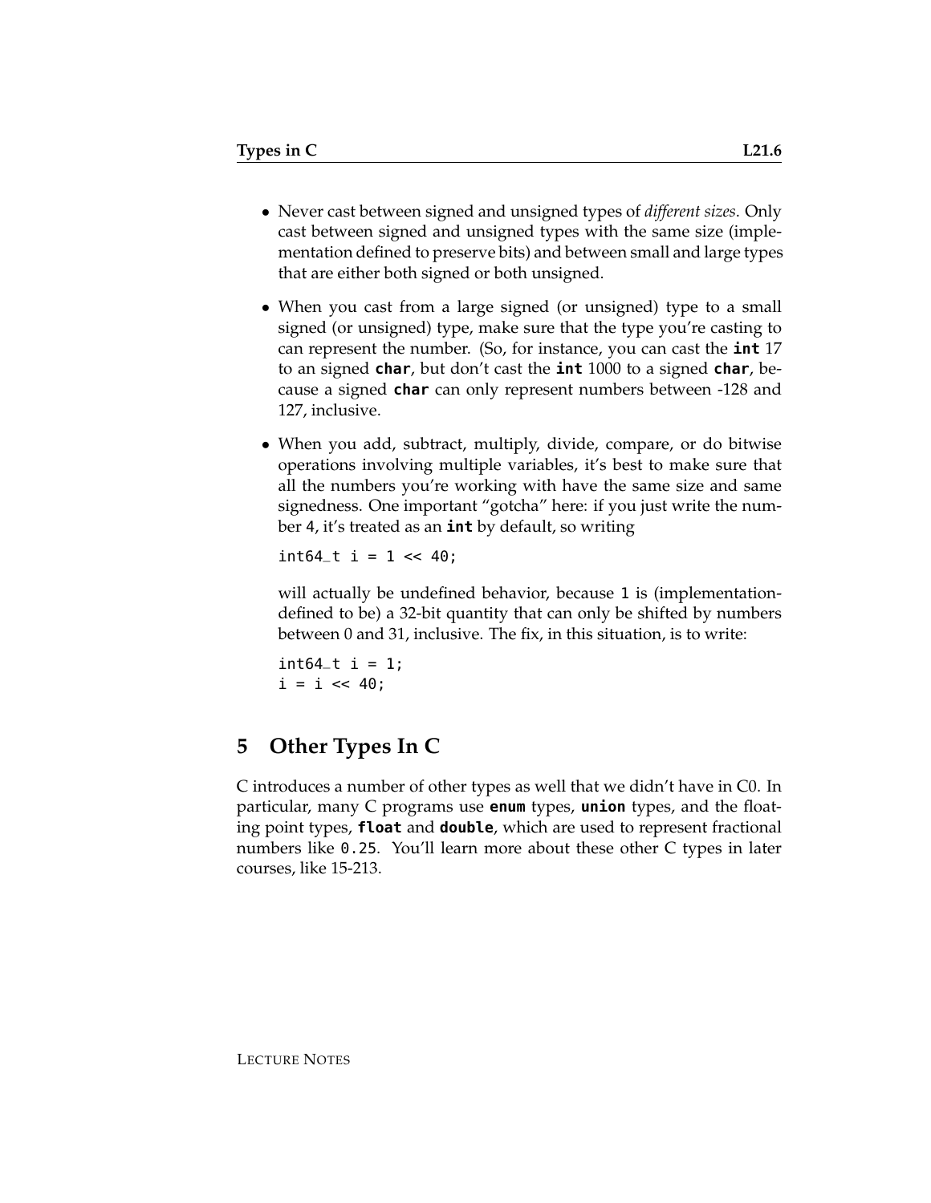- Never cast between signed and unsigned types of *different sizes*. Only cast between signed and unsigned types with the same size (implementation defined to preserve bits) and between small and large types that are either both signed or both unsigned.

- When you cast from a large signed (or unsigned) type to a small signed (or unsigned) type, make sure that the type you're casting to can represent the number. (So, for instance, you can cast the **int** 17 to an signed **char**, but don't cast the **int** 1000 to a signed **char**, because a signed **char** can only represent numbers between -128 and 127, inclusive.

- When you add, subtract, multiply, divide, compare, or do bitwise operations involving multiple variables, it's best to make sure that all the numbers you're working with have the same size and same signedness. One important "gotcha" here: if you just write the number `4`, it's treated as an **int** by default, so writing

  ```
  int64_t i = 1 << 40;
  ```

  will actually be undefined behavior, because `1` is (implementation-defined to be) a 32-bit quantity that can only be shifted by numbers between 0 and 31, inclusive. The fix, in this situation, is to write:

  ```
  int64_t i = 1;
  i = i << 40;
  ```

## 5 Other Types In C

C introduces a number of other types as well that we didn't have in C0. In particular, many C programs use **enum** types, **union** types, and the floating point types, **float** and **double**, which are used to represent fractional numbers like `0.25`. You'll learn more about these other C types in later courses, like 15-213.